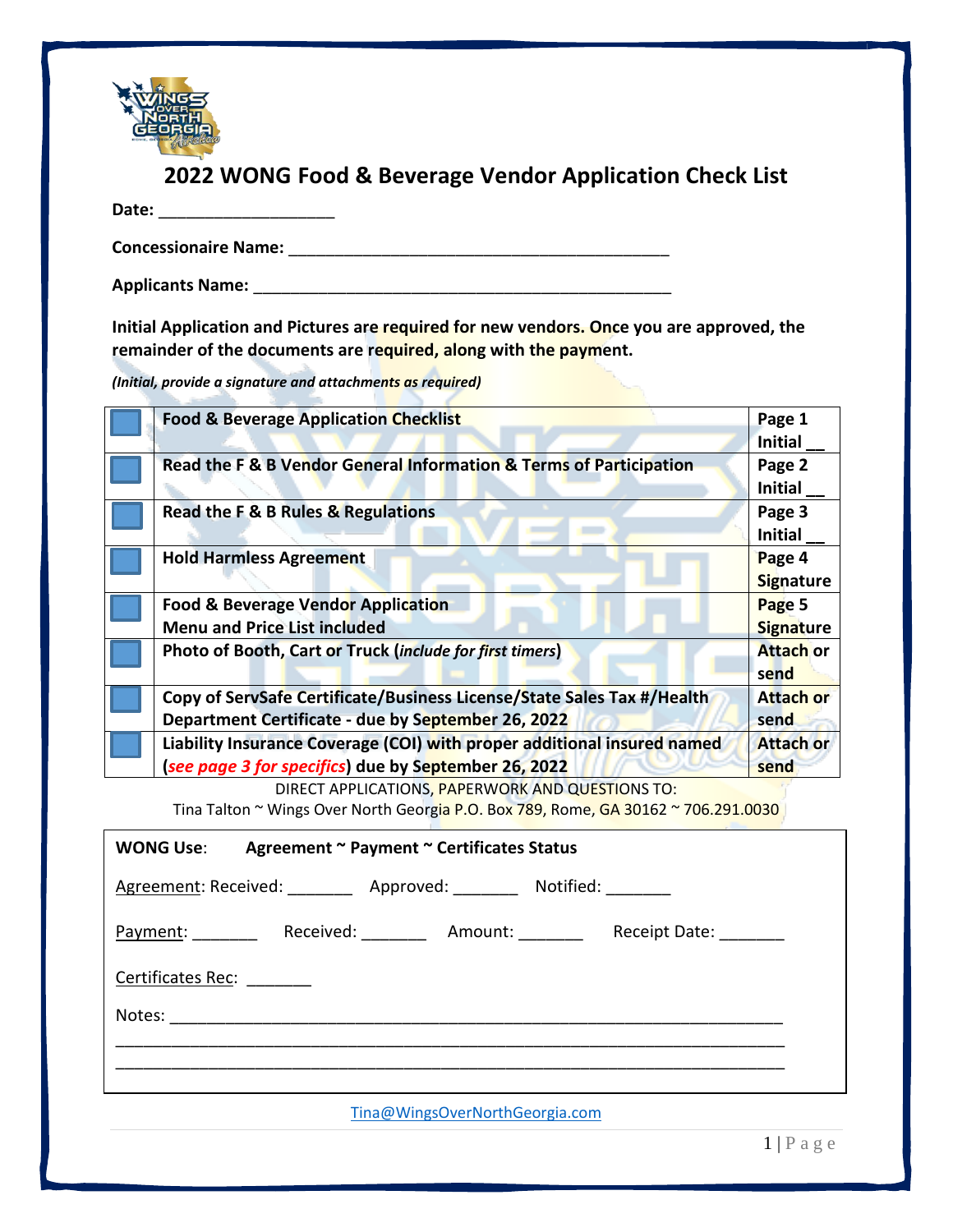# 2022 WONG Food & Beverage Vendor Application Check List

**Date:** ___________________

**Concessionaire Name:** __________________________________________

**Applicants Name:** ______________________________________________

**Initial Application and Pictures are required for new vendors. Once you are approved, the remainder of the documents are required, along with the payment.**

***(Initial, provide a signature and attachments as required)***

| | | |
|---|---|---|
| ☐ | **Food & Beverage Application Checklist** | **Page 1 Initial __** |
| ☐ | **Read the F & B Vendor General Information & Terms of Participation** | **Page 2 Initial __** |
| ☐ | **Read the F & B Rules & Regulations** | **Page 3 Initial __** |
| ☐ | **Hold Harmless Agreement** | **Page 4 Signature** |
| ☐ | **Food & Beverage Vendor Application**<br>**Menu and Price List included** | **Page 5 Signature** |
| ☐ | **Photo of Booth, Cart or Truck (*include for first timers*)** | **Attach or send** |
| ☐ | **Copy of ServSafe Certificate/Business License/State Sales Tax #/Health Department Certificate - due by September 26, 2022** | **Attach or send** |
| ☐ | **Liability Insurance Coverage (COI) with proper additional insured named (*see page 3 for specifics*) due by September 26, 2022** | **Attach or send** |

DIRECT APPLICATIONS, PAPERWORK AND QUESTIONS TO:
Tina Talton ~ Wings Over North Georgia P.O. Box 789, Rome, GA 30162 ~ 706.291.0030

**WONG Use**: **Agreement ~ Payment ~ Certificates Status**

Agreement: Received: _______ Approved: _______ Notified: _______

Payment: _______ Received: _______ Amount: _______ Receipt Date: _______

Certificates Rec: _______

Notes: ________________________________________________________________

______________________________________________________________________

______________________________________________________________________

Tina@WingsOverNorthGeorgia.com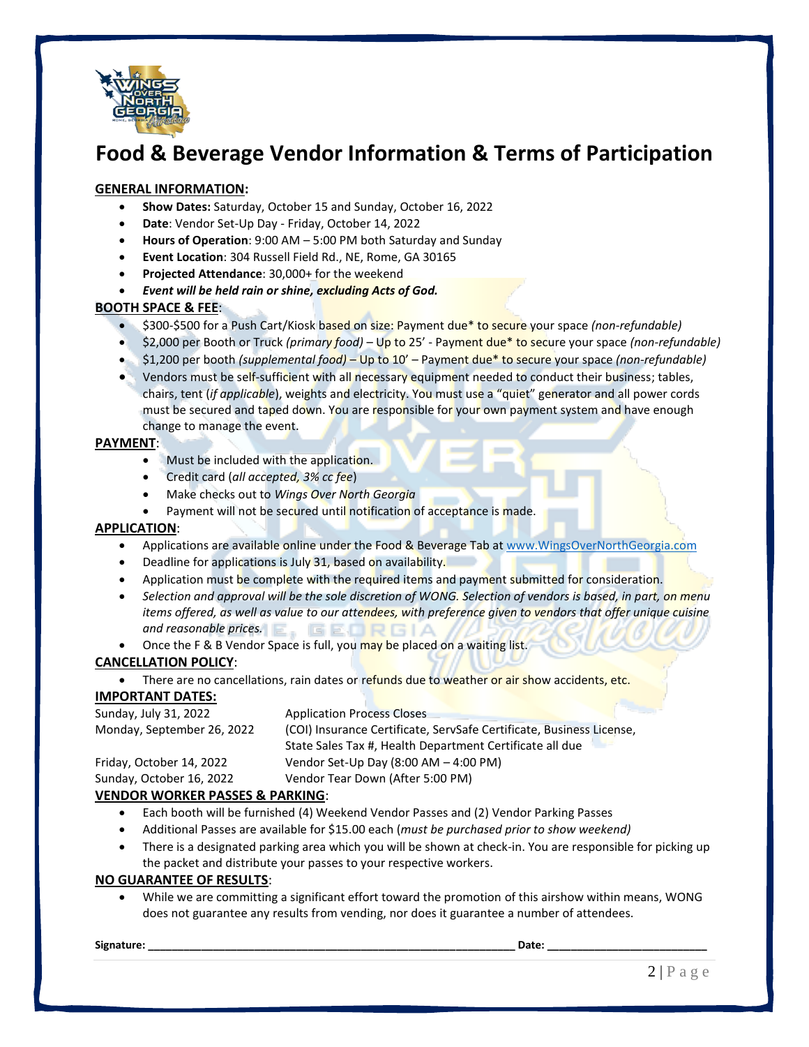# Food & Beverage Vendor Information & Terms of Participation

**GENERAL INFORMATION:**

- **Show Dates:** Saturday, October 15 and Sunday, October 16, 2022
- **Date**: Vendor Set-Up Day - Friday, October 14, 2022
- **Hours of Operation**: 9:00 AM – 5:00 PM both Saturday and Sunday
- **Event Location**: 304 Russell Field Rd., NE, Rome, GA 30165
- **Projected Attendance**: 30,000+ for the weekend
- ***Event will be held rain or shine, excluding Acts of God.***

**BOOTH SPACE & FEE**:

- $300-$500 for a Push Cart/Kiosk based on size: Payment due* to secure your space *(non-refundable)*
- $2,000 per Booth or Truck *(primary food)* – Up to 25' - Payment due* to secure your space *(non-refundable)*
- $1,200 per booth *(supplemental food)* – Up to 10' – Payment due* to secure your space *(non-refundable)*
- Vendors must be self-sufficient with all necessary equipment needed to conduct their business; tables, chairs, tent (*if applicable*), weights and electricity. You must use a "quiet" generator and all power cords must be secured and taped down. You are responsible for your own payment system and have enough change to manage the event.

**PAYMENT**:

- Must be included with the application.
- Credit card (*all accepted, 3% cc fee*)
- Make checks out to *Wings Over North Georgia*
- Payment will not be secured until notification of acceptance is made.

**APPLICATION**:

- Applications are available online under the Food & Beverage Tab at www.WingsOverNorthGeorgia.com
- Deadline for applications is July 31, based on availability.
- Application must be complete with the required items and payment submitted for consideration.
- *Selection and approval will be the sole discretion of WONG. Selection of vendors is based, in part, on menu items offered, as well as value to our attendees, with preference given to vendors that offer unique cuisine and reasonable prices.*
- Once the F & B Vendor Space is full, you may be placed on a waiting list.

**CANCELLATION POLICY**:

- There are no cancellations, rain dates or refunds due to weather or air show accidents, etc.

**IMPORTANT DATES:**

| | |
|---|---|
| Sunday, July 31, 2022 | Application Process Closes |
| Monday, September 26, 2022 | (COI) Insurance Certificate, ServSafe Certificate, Business License, State Sales Tax #, Health Department Certificate all due |
| Friday, October 14, 2022 | Vendor Set-Up Day (8:00 AM – 4:00 PM) |
| Sunday, October 16, 2022 | Vendor Tear Down (After 5:00 PM) |

**VENDOR WORKER PASSES & PARKING**:

- Each booth will be furnished (4) Weekend Vendor Passes and (2) Vendor Parking Passes
- Additional Passes are available for $15.00 each (*must be purchased prior to show weekend)*
- There is a designated parking area which you will be shown at check-in. You are responsible for picking up the packet and distribute your passes to your respective workers.

**NO GUARANTEE OF RESULTS**:

- While we are committing a significant effort toward the promotion of this airshow within means, WONG does not guarantee any results from vending, nor does it guarantee a number of attendees.

**Signature:** ______________________________ **Date:** ______________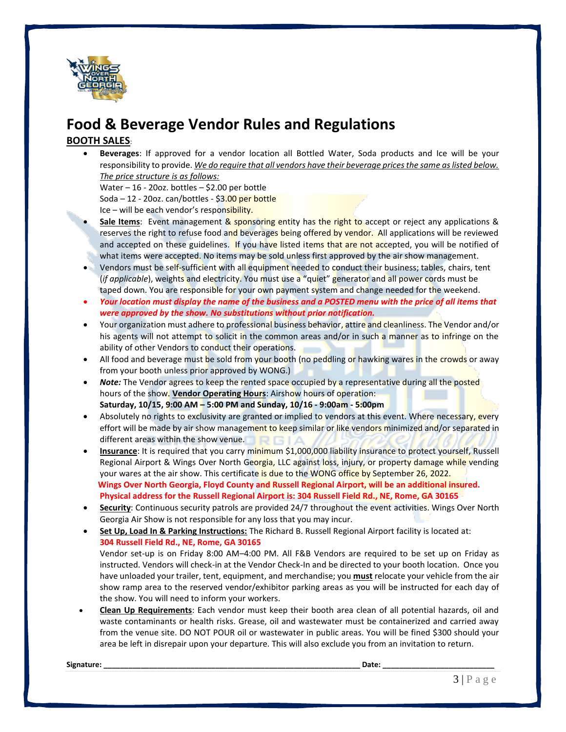# Food & Beverage Vendor Rules and Regulations

**BOOTH SALES**:

- **Beverages**: If approved for a vendor location all Bottled Water, Soda products and Ice will be your responsibility to provide. *We do require that all vendors have their beverage prices the same as listed below. The price structure is as follows:*
  Water – 16 - 20oz. bottles – $2.00 per bottle
  Soda – 12 - 20oz. can/bottles - $3.00 per bottle
  Ice – will be each vendor's responsibility.
- **Sale Items**: Event management & sponsoring entity has the right to accept or reject any applications & reserves the right to refuse food and beverages being offered by vendor. All applications will be reviewed and accepted on these guidelines. If you have listed items that are not accepted, you will be notified of what items were accepted. No items may be sold unless first approved by the air show management.
- Vendors must be self-sufficient with all equipment needed to conduct their business; tables, chairs, tent (*if applicable*), weights and electricity. You must use a "quiet" generator and all power cords must be taped down. You are responsible for your own payment system and change needed for the weekend.
- ***Your location must display the name of the business and a POSTED menu with the price of all items that were approved by the show. No substitutions without prior notification.***
- Your organization must adhere to professional business behavior, attire and cleanliness. The Vendor and/or his agents will not attempt to solicit in the common areas and/or in such a manner as to infringe on the ability of other Vendors to conduct their operations.
- All food and beverage must be sold from your booth (no peddling or hawking wares in the crowds or away from your booth unless prior approved by WONG.)
- ***Note:*** The Vendor agrees to keep the rented space occupied by a representative during all the posted hours of the show. **Vendor Operating Hours**: Airshow hours of operation:
  **Saturday, 10/15, 9:00 AM – 5:00 PM and Sunday, 10/16 - 9:00am - 5:00pm**
- Absolutely no rights to exclusivity are granted or implied to vendors at this event. Where necessary, every effort will be made by air show management to keep similar or like vendors minimized and/or separated in different areas within the show venue.
- **Insurance**: It is required that you carry minimum $1,000,000 liability insurance to protect yourself, Russell Regional Airport & Wings Over North Georgia, LLC against loss, injury, or property damage while vending your wares at the air show. This certificate is due to the WONG office by September 26, 2022.
  **Wings Over North Georgia, Floyd County and Russell Regional Airport, will be an additional insured. Physical address for the Russell Regional Airport is: 304 Russell Field Rd., NE, Rome, GA 30165**
- **Security**: Continuous security patrols are provided 24/7 throughout the event activities. Wings Over North Georgia Air Show is not responsible for any loss that you may incur.
- **Set Up, Load In & Parking Instructions:** The Richard B. Russell Regional Airport facility is located at:
  **304 Russell Field Rd., NE, Rome, GA 30165**
  Vendor set-up is on Friday 8:00 AM–4:00 PM. All F&B Vendors are required to be set up on Friday as instructed. Vendors will check-in at the Vendor Check-In and be directed to your booth location. Once you have unloaded your trailer, tent, equipment, and merchandise; you **must** relocate your vehicle from the air show ramp area to the reserved vendor/exhibitor parking areas as you will be instructed for each day of the show. You will need to inform your workers.
- **Clean Up Requirements**: Each vendor must keep their booth area clean of all potential hazards, oil and waste contaminants or health risks. Grease, oil and wastewater must be containerized and carried away from the venue site. DO NOT POUR oil or wastewater in public areas. You will be fined $300 should your area be left in disrepair upon your departure. This will also exclude you from an invitation to return.

**Signature:** ______________________________ **Date:** ______________________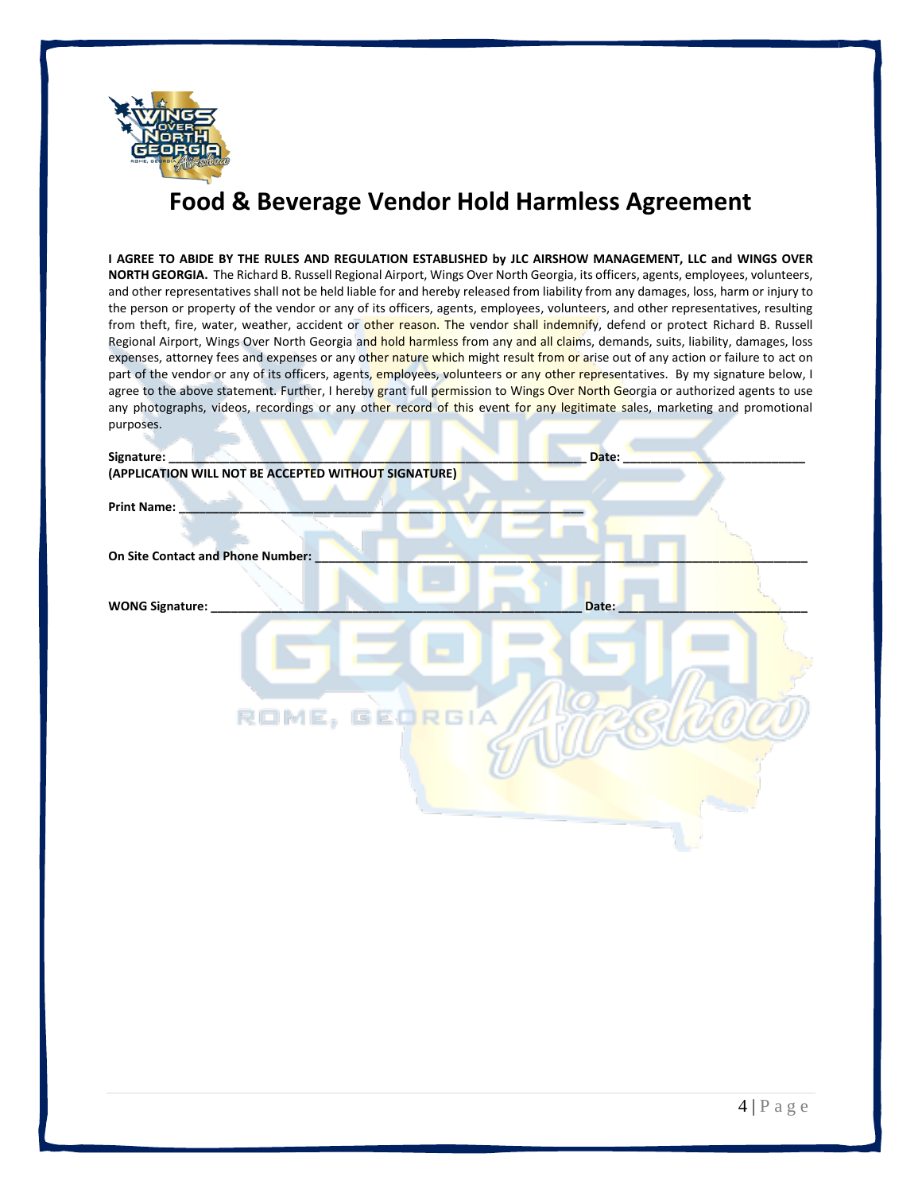# Food & Beverage Vendor Hold Harmless Agreement

**I AGREE TO ABIDE BY THE RULES AND REGULATION ESTABLISHED by JLC AIRSHOW MANAGEMENT, LLC and WINGS OVER NORTH GEORGIA.** The Richard B. Russell Regional Airport, Wings Over North Georgia, its officers, agents, employees, volunteers, and other representatives shall not be held liable for and hereby released from liability from any damages, loss, harm or injury to the person or property of the vendor or any of its officers, agents, employees, volunteers, and other representatives, resulting from theft, fire, water, weather, accident or other reason. The vendor shall indemnify, defend or protect Richard B. Russell Regional Airport, Wings Over North Georgia and hold harmless from any and all claims, demands, suits, liability, damages, loss expenses, attorney fees and expenses or any other nature which might result from or arise out of any action or failure to act on part of the vendor or any of its officers, agents, employees, volunteers or any other representatives. By my signature below, I agree to the above statement. Further, I hereby grant full permission to Wings Over North Georgia or authorized agents to use any photographs, videos, recordings or any other record of this event for any legitimate sales, marketing and promotional purposes.

**Signature:** ______________________________________________ **Date:** ______________________

**(APPLICATION WILL NOT BE ACCEPTED WITHOUT SIGNATURE)**

**Print Name:** ______________________________________________

**On Site Contact and Phone Number:** ______________________________________________

**WONG Signature:** ______________________________________________ **Date:** ______________________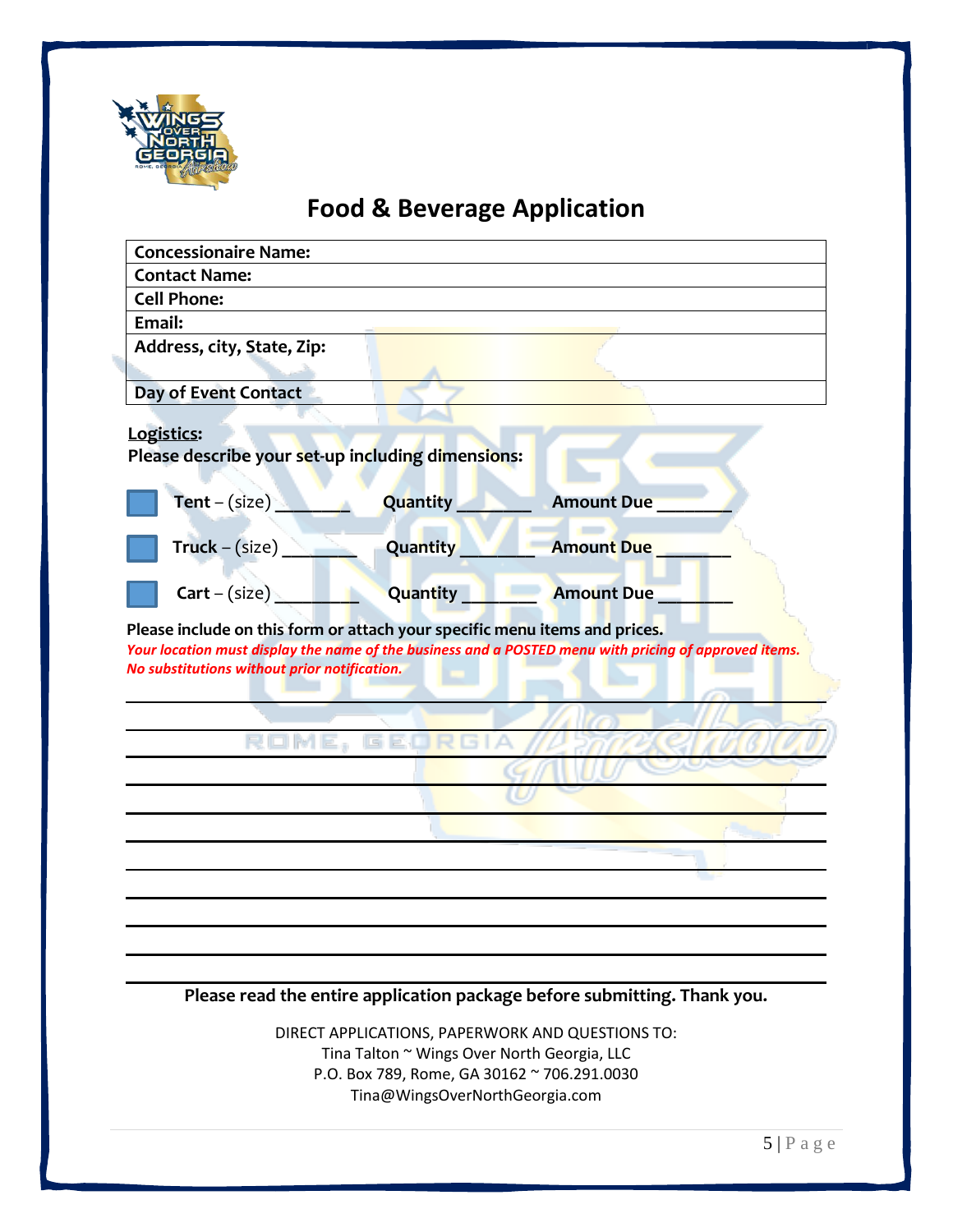# Food & Beverage Application

| | |
|---|---|
| **Concessionaire Name:** | |
| **Contact Name:** | |
| **Cell Phone:** | |
| **Email:** | |
| **Address, city, State, Zip:** | |
| **Day of Event Contact** | |

**Logistics:**

**Please describe your set-up including dimensions:**

- ☐ **Tent** – (size) ________ **Quantity** ________ **Amount Due** ________
- ☐ **Truck** – (size) ________ **Quantity** ________ **Amount Due** ________
- ☐ **Cart** – (size) ________ **Quantity** ________ **Amount Due** ________

**Please include on this form or attach your specific menu items and prices.**

***Your location must display the name of the business and a POSTED menu with pricing of approved items. No substitutions without prior notification.***

______________________________________________________________________

______________________________________________________________________

______________________________________________________________________

______________________________________________________________________

______________________________________________________________________

______________________________________________________________________

______________________________________________________________________

______________________________________________________________________

______________________________________________________________________

______________________________________________________________________

______________________________________________________________________

**Please read the entire application package before submitting. Thank you.**

DIRECT APPLICATIONS, PAPERWORK AND QUESTIONS TO:
Tina Talton ~ Wings Over North Georgia, LLC
P.O. Box 789, Rome, GA 30162 ~ 706.291.0030
Tina@WingsOverNorthGeorgia.com